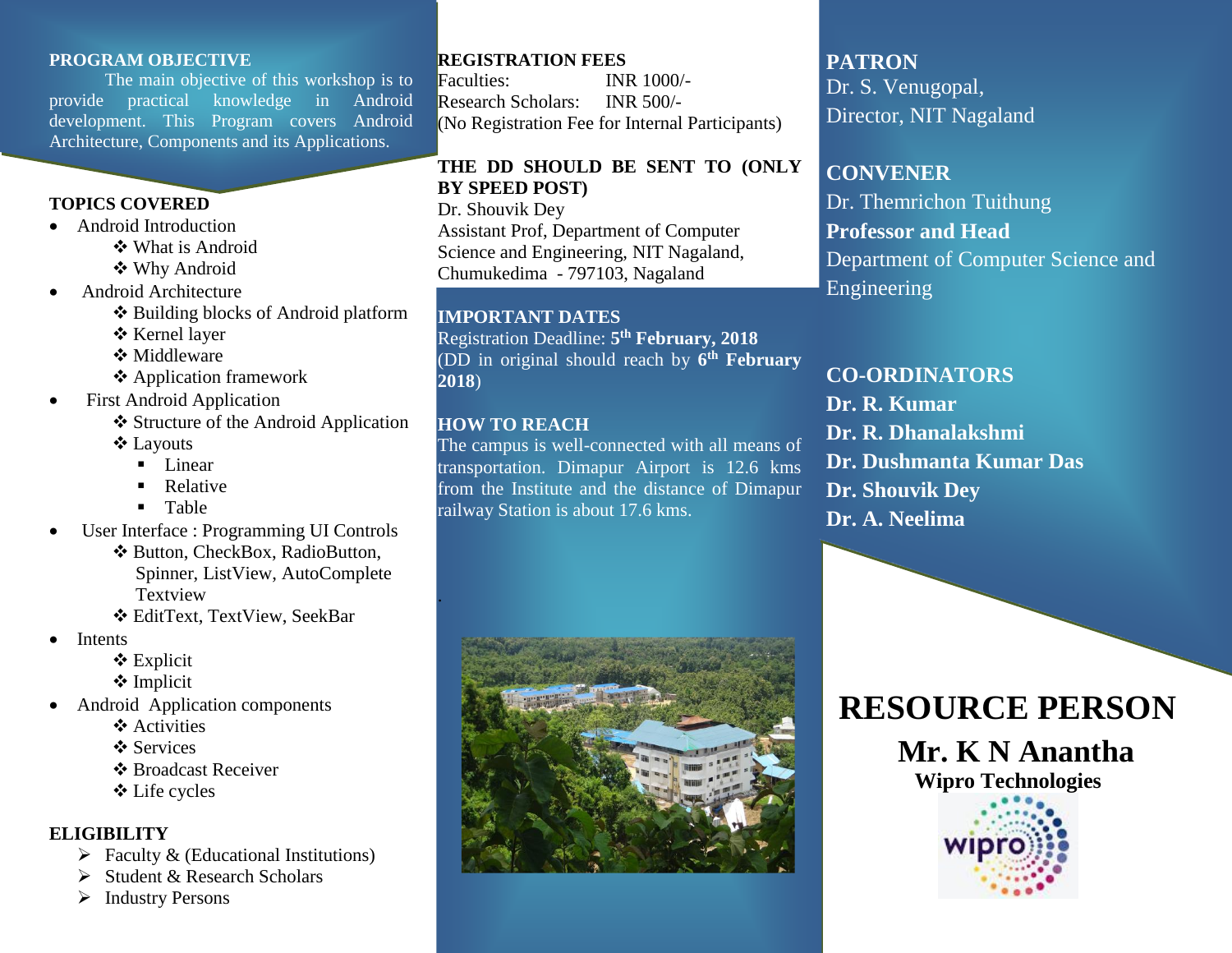## PROGRAM OBJECTIVE

The main objective of this workshop is to provide practical knowledge in Android development. This Program covers Android Architecture, Components and its Applications.

## TOPICS COVERED

- Android Introduction
  - ❖ What is Android
  - ❖ Why Android
- Android Architecture
  - ❖ Building blocks of Android platform
  - ❖ Kernel layer
  - ❖ Middleware
  - ❖ Application framework
- First Android Application
  - ❖ Structure of the Android Application
  - ❖ Layouts
    - Linear
    - Relative
    - Table
- User Interface : Programming UI Controls
  - ❖ Button, CheckBox, RadioButton, Spinner, ListView, AutoComplete Textview
  - ❖ EditText, TextView, SeekBar
- Intents
  - ❖ Explicit
  - ❖ Implicit
- Android Application components
  - ❖ Activities
  - ❖ Services
  - ❖ Broadcast Receiver
  - ❖ Life cycles

## ELIGIBILITY

- ➢ Faculty & (Educational Institutions)
- ➢ Student & Research Scholars
- ➢ Industry Persons

## REGISTRATION FEES

| | |
|---|---|
| Faculties: | INR 1000/- |
| Research Scholars: | INR 500/- |

(No Registration Fee for Internal Participants)

## THE DD SHOULD BE SENT TO (ONLY BY SPEED POST)

Dr. Shouvik Dey
Assistant Prof, Department of Computer Science and Engineering, NIT Nagaland,
Chumukedima - 797103, Nagaland

## IMPORTANT DATES

Registration Deadline: **5th February, 2018**
(DD in original should reach by **6th February 2018**)

## HOW TO REACH

The campus is well-connected with all means of transportation. Dimapur Airport is 12.6 kms from the Institute and the distance of Dimapur railway Station is about 17.6 kms.

## PATRON

Dr. S. Venugopal,
Director, NIT Nagaland

## CONVENER

Dr. Themrichon Tuithung
**Professor and Head**
Department of Computer Science and Engineering

## CO-ORDINATORS

**Dr. R. Kumar**
**Dr. R. Dhanalakshmi**
**Dr. Dushmanta Kumar Das**
**Dr. Shouvik Dey**
**Dr. A. Neelima**

# RESOURCE PERSON

## Mr. K N Anantha

**Wipro Technologies**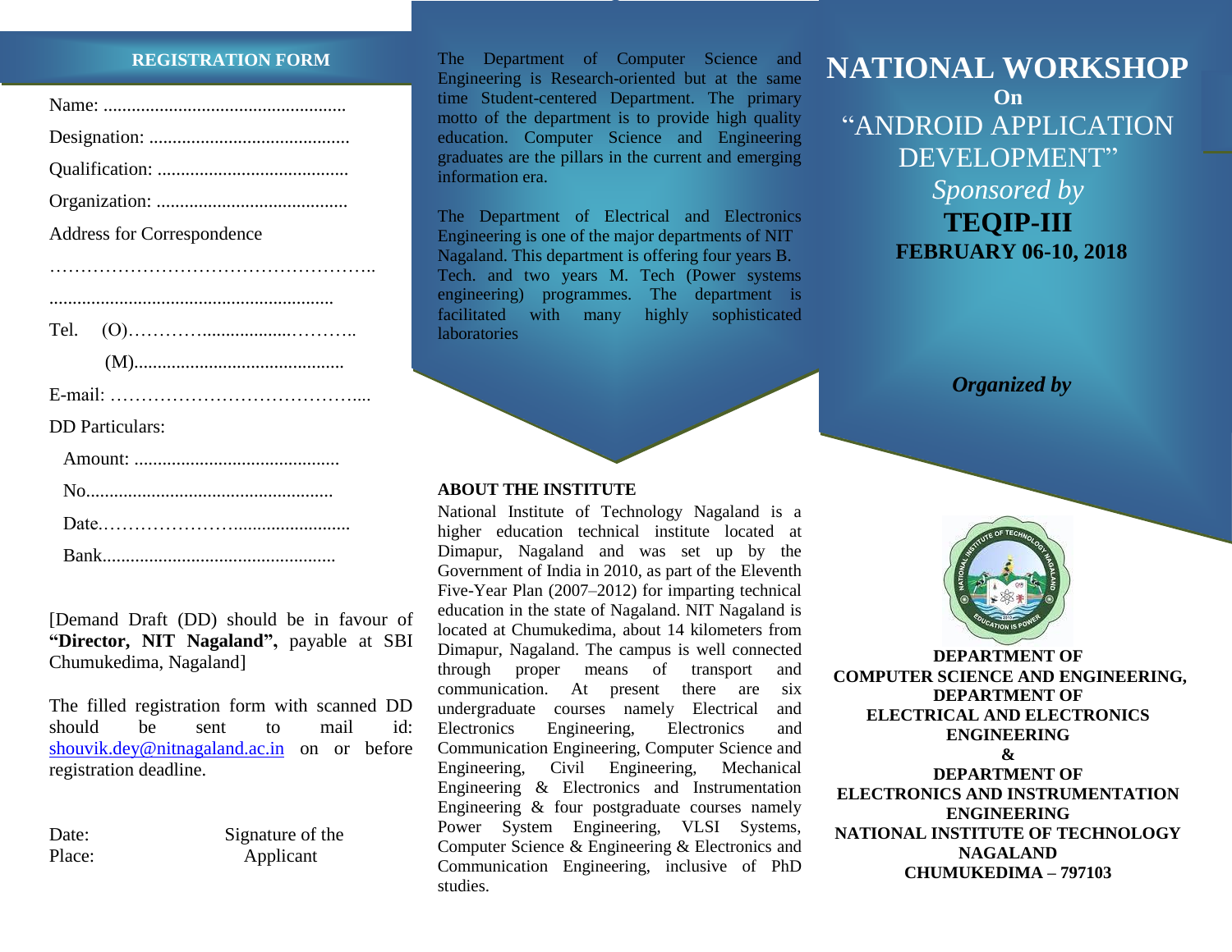## REGISTRATION FORM

Name: ....................................................

Designation: ...........................................

Qualification: .........................................

Organization: .........................................

Address for Correspondence

……………………………………………..

.............................................................

Tel. (O)…………..................………..

(M).............................................

E-mail: …………………………………....

DD Particulars:

Amount: ............................................

No.....................................................

Date.……………………........................

Bank..................................................

[Demand Draft (DD) should be in favour of **“Director, NIT Nagaland”**, payable at SBI Chumukedima, Nagaland]

The filled registration form with scanned DD should be sent to mail id: shouvik.dey@nitnagaland.ac.in on or before registration deadline.

Date: Signature of the Applicant

Place:

The Department of Computer Science and Engineering is Research-oriented but at the same time Student-centered Department. The primary motto of the department is to provide high quality education. Computer Science and Engineering graduates are the pillars in the current and emerging information era.

The Department of Electrical and Electronics Engineering is one of the major departments of NIT Nagaland. This department is offering four years B. Tech. and two years M. Tech (Power systems engineering) programmes. The department is facilitated with many highly sophisticated laboratories

### ABOUT THE INSTITUTE

National Institute of Technology Nagaland is a higher education technical institute located at Dimapur, Nagaland and was set up by the Government of India in 2010, as part of the Eleventh Five-Year Plan (2007–2012) for imparting technical education in the state of Nagaland. NIT Nagaland is located at Chumukedima, about 14 kilometers from Dimapur, Nagaland. The campus is well connected through proper means of transport and communication. At present there are six undergraduate courses namely Electrical and Electronics Engineering, Electronics and Communication Engineering, Computer Science and Engineering, Civil Engineering, Mechanical Engineering & Electronics and Instrumentation Engineering & four postgraduate courses namely Power System Engineering, VLSI Systems, Computer Science & Engineering & Electronics and Communication Engineering, inclusive of PhD studies.

# NATIONAL WORKSHOP

**On**

“ANDROID APPLICATION DEVELOPMENT”

*Sponsored by*

**TEQIP-III**

**FEBRUARY 06-10, 2018**

***Organized by***

**DEPARTMENT OF**
**COMPUTER SCIENCE AND ENGINEERING,**
**DEPARTMENT OF**
**ELECTRICAL AND ELECTRONICS ENGINEERING**
**&**
**DEPARTMENT OF**
**ELECTRONICS AND INSTRUMENTATION ENGINEERING**
**NATIONAL INSTITUTE OF TECHNOLOGY NAGALAND**
**CHUMUKEDIMA – 797103**